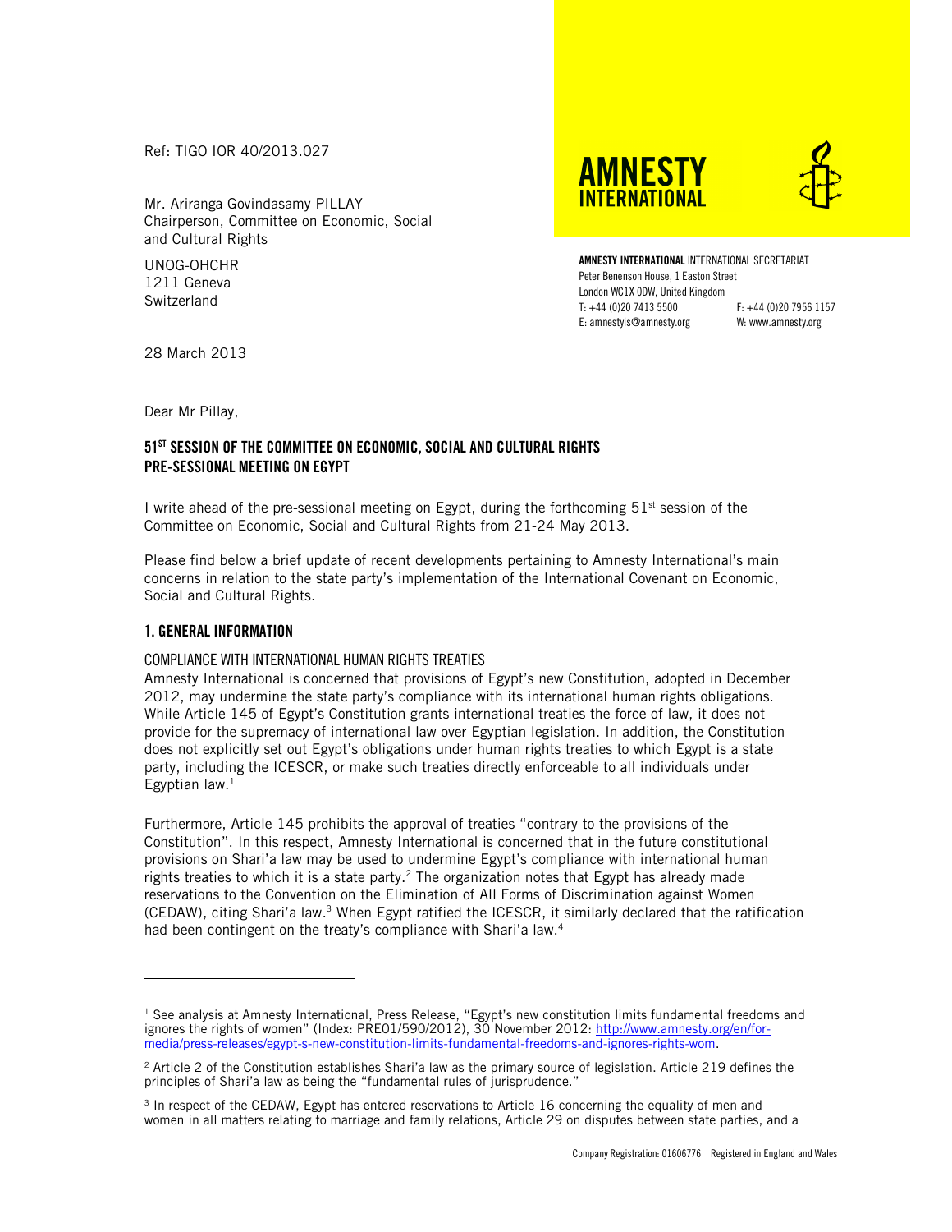Ref: TIGO IOR 40/2013.027

Mr. Ariranga Govindasamy PILLAY
Chairperson, Committee on Economic, Social and Cultural Rights

UNOG-OHCHR
1211 Geneva
Switzerland

**AMNESTY INTERNATIONAL**

**AMNESTY INTERNATIONAL** INTERNATIONAL SECRETARIAT
Peter Benenson House, 1 Easton Street
London WC1X 0DW, United Kingdom
T: +44 (0)20 7413 5500 F: +44 (0)20 7956 1157
E: amnestyis@amnesty.org W: www.amnesty.org

28 March 2013

Dear Mr Pillay,

**51ST SESSION OF THE COMMITTEE ON ECONOMIC, SOCIAL AND CULTURAL RIGHTS PRE-SESSIONAL MEETING ON EGYPT**

I write ahead of the pre-sessional meeting on Egypt, during the forthcoming 51st session of the Committee on Economic, Social and Cultural Rights from 21-24 May 2013.

Please find below a brief update of recent developments pertaining to Amnesty International's main concerns in relation to the state party's implementation of the International Covenant on Economic, Social and Cultural Rights.

## 1. GENERAL INFORMATION

### COMPLIANCE WITH INTERNATIONAL HUMAN RIGHTS TREATIES

Amnesty International is concerned that provisions of Egypt's new Constitution, adopted in December 2012, may undermine the state party's compliance with its international human rights obligations. While Article 145 of Egypt's Constitution grants international treaties the force of law, it does not provide for the supremacy of international law over Egyptian legislation. In addition, the Constitution does not explicitly set out Egypt's obligations under human rights treaties to which Egypt is a state party, including the ICESCR, or make such treaties directly enforceable to all individuals under Egyptian law.[1]

Furthermore, Article 145 prohibits the approval of treaties "contrary to the provisions of the Constitution". In this respect, Amnesty International is concerned that in the future constitutional provisions on Shari'a law may be used to undermine Egypt's compliance with international human rights treaties to which it is a state party.[2] The organization notes that Egypt has already made reservations to the Convention on the Elimination of All Forms of Discrimination against Women (CEDAW), citing Shari'a law.[3] When Egypt ratified the ICESCR, it similarly declared that the ratification had been contingent on the treaty's compliance with Shari'a law.[4]

---

[1] See analysis at Amnesty International, Press Release, "Egypt's new constitution limits fundamental freedoms and ignores the rights of women" (Index: PRE01/590/2012), 30 November 2012: http://www.amnesty.org/en/for-media/press-releases/egypt-s-new-constitution-limits-fundamental-freedoms-and-ignores-rights-wom.

[2] Article 2 of the Constitution establishes Shari'a law as the primary source of legislation. Article 219 defines the principles of Shari'a law as being the "fundamental rules of jurisprudence."

[3] In respect of the CEDAW, Egypt has entered reservations to Article 16 concerning the equality of men and women in all matters relating to marriage and family relations, Article 29 on disputes between state parties, and a

Company Registration: 01606776 Registered in England and Wales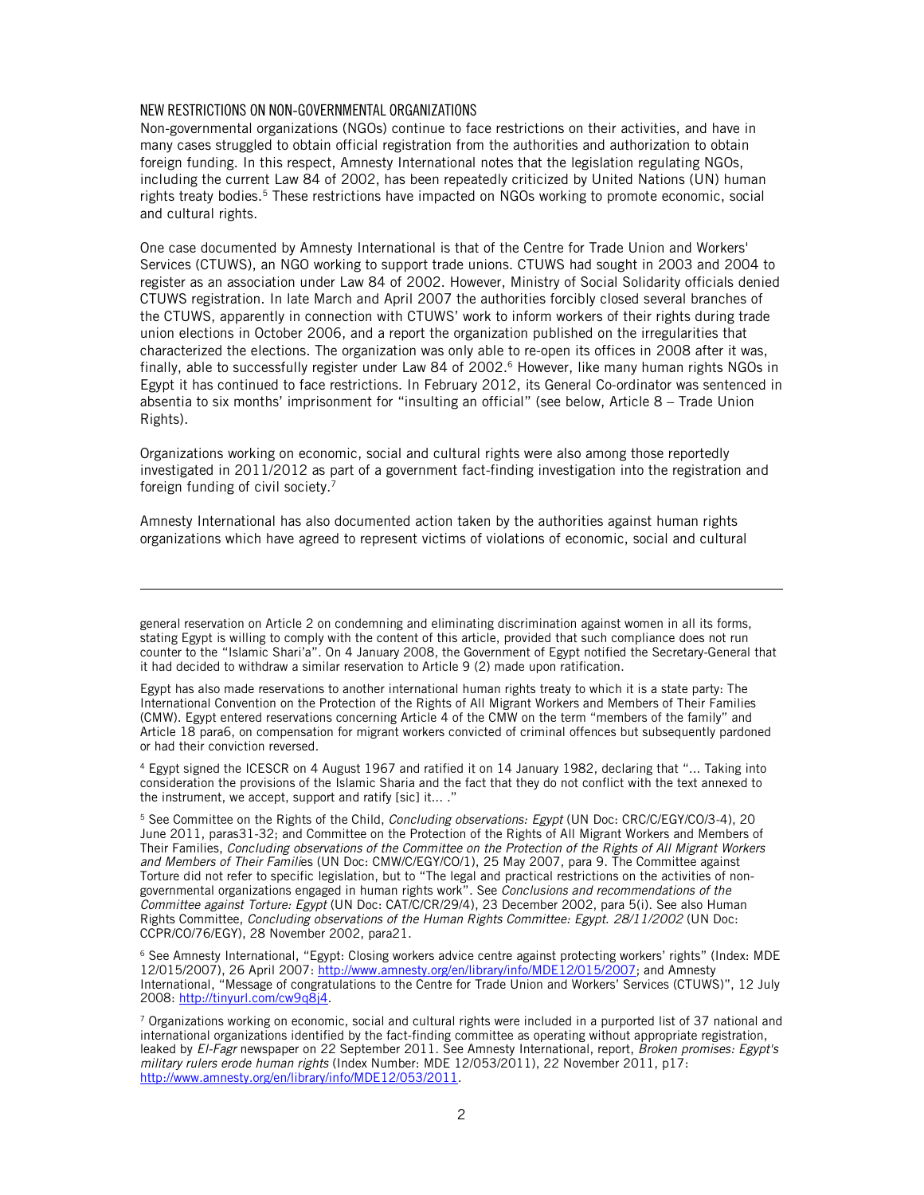## NEW RESTRICTIONS ON NON-GOVERNMENTAL ORGANIZATIONS

Non-governmental organizations (NGOs) continue to face restrictions on their activities, and have in many cases struggled to obtain official registration from the authorities and authorization to obtain foreign funding. In this respect, Amnesty International notes that the legislation regulating NGOs, including the current Law 84 of 2002, has been repeatedly criticized by United Nations (UN) human rights treaty bodies.[5] These restrictions have impacted on NGOs working to promote economic, social and cultural rights.

One case documented by Amnesty International is that of the Centre for Trade Union and Workers' Services (CTUWS), an NGO working to support trade unions. CTUWS had sought in 2003 and 2004 to register as an association under Law 84 of 2002. However, Ministry of Social Solidarity officials denied CTUWS registration. In late March and April 2007 the authorities forcibly closed several branches of the CTUWS, apparently in connection with CTUWS' work to inform workers of their rights during trade union elections in October 2006, and a report the organization published on the irregularities that characterized the elections. The organization was only able to re-open its offices in 2008 after it was, finally, able to successfully register under Law 84 of 2002.[6] However, like many human rights NGOs in Egypt it has continued to face restrictions. In February 2012, its General Co-ordinator was sentenced in absentia to six months' imprisonment for "insulting an official" (see below, Article 8 – Trade Union Rights).

Organizations working on economic, social and cultural rights were also among those reportedly investigated in 2011/2012 as part of a government fact-finding investigation into the registration and foreign funding of civil society.[7]

Amnesty International has also documented action taken by the authorities against human rights organizations which have agreed to represent victims of violations of economic, social and cultural

---

general reservation on Article 2 on condemning and eliminating discrimination against women in all its forms, stating Egypt is willing to comply with the content of this article, provided that such compliance does not run counter to the "Islamic Shari'a". On 4 January 2008, the Government of Egypt notified the Secretary-General that it had decided to withdraw a similar reservation to Article 9 (2) made upon ratification.

Egypt has also made reservations to another international human rights treaty to which it is a state party: The International Convention on the Protection of the Rights of All Migrant Workers and Members of Their Families (CMW). Egypt entered reservations concerning Article 4 of the CMW on the term "members of the family" and Article 18 para6, on compensation for migrant workers convicted of criminal offences but subsequently pardoned or had their conviction reversed.

[4] Egypt signed the ICESCR on 4 August 1967 and ratified it on 14 January 1982, declaring that "... Taking into consideration the provisions of the Islamic Sharia and the fact that they do not conflict with the text annexed to the instrument, we accept, support and ratify [sic] it... ."

[5] See Committee on the Rights of the Child, *Concluding observations: Egypt* (UN Doc: CRC/C/EGY/CO/3-4), 20 June 2011, paras31-32; and Committee on the Protection of the Rights of All Migrant Workers and Members of Their Families, *Concluding observations of the Committee on the Protection of the Rights of All Migrant Workers and Members of Their Families* (UN Doc: CMW/C/EGY/CO/1), 25 May 2007, para 9. The Committee against Torture did not refer to specific legislation, but to "The legal and practical restrictions on the activities of non-governmental organizations engaged in human rights work". See *Conclusions and recommendations of the Committee against Torture: Egypt* (UN Doc: CAT/C/CR/29/4), 23 December 2002, para 5(i). See also Human Rights Committee, *Concluding observations of the Human Rights Committee: Egypt. 28/11/2002* (UN Doc: CCPR/CO/76/EGY), 28 November 2002, para21.

[6] See Amnesty International, "Egypt: Closing workers advice centre against protecting workers' rights" (Index: MDE 12/015/2007), 26 April 2007: http://www.amnesty.org/en/library/info/MDE12/015/2007; and Amnesty International, "Message of congratulations to the Centre for Trade Union and Workers' Services (CTUWS)", 12 July 2008: http://tinyurl.com/cw9q8j4.

[7] Organizations working on economic, social and cultural rights were included in a purported list of 37 national and international organizations identified by the fact-finding committee as operating without appropriate registration, leaked by *El-Fagr* newspaper on 22 September 2011. See Amnesty International, report, *Broken promises: Egypt's military rulers erode human rights* (Index Number: MDE 12/053/2011), 22 November 2011, p17: http://www.amnesty.org/en/library/info/MDE12/053/2011.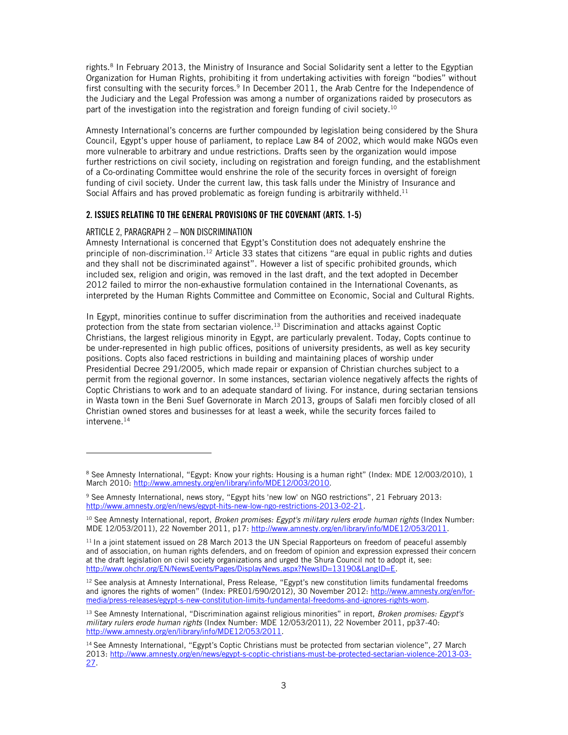rights.[8] In February 2013, the Ministry of Insurance and Social Solidarity sent a letter to the Egyptian Organization for Human Rights, prohibiting it from undertaking activities with foreign "bodies" without first consulting with the security forces.[9] In December 2011, the Arab Centre for the Independence of the Judiciary and the Legal Profession was among a number of organizations raided by prosecutors as part of the investigation into the registration and foreign funding of civil society.[10]

Amnesty International's concerns are further compounded by legislation being considered by the Shura Council, Egypt's upper house of parliament, to replace Law 84 of 2002, which would make NGOs even more vulnerable to arbitrary and undue restrictions. Drafts seen by the organization would impose further restrictions on civil society, including on registration and foreign funding, and the establishment of a Co-ordinating Committee would enshrine the role of the security forces in oversight of foreign funding of civil society. Under the current law, this task falls under the Ministry of Insurance and Social Affairs and has proved problematic as foreign funding is arbitrarily withheld.[11]

## 2. ISSUES RELATING TO THE GENERAL PROVISIONS OF THE COVENANT (ARTS. 1-5)

### ARTICLE 2, PARAGRAPH 2 – NON DISCRIMINATION

Amnesty International is concerned that Egypt's Constitution does not adequately enshrine the principle of non-discrimination.[12] Article 33 states that citizens "are equal in public rights and duties and they shall not be discriminated against". However a list of specific prohibited grounds, which included sex, religion and origin, was removed in the last draft, and the text adopted in December 2012 failed to mirror the non-exhaustive formulation contained in the International Covenants, as interpreted by the Human Rights Committee and Committee on Economic, Social and Cultural Rights.

In Egypt, minorities continue to suffer discrimination from the authorities and received inadequate protection from the state from sectarian violence.[13] Discrimination and attacks against Coptic Christians, the largest religious minority in Egypt, are particularly prevalent. Today, Copts continue to be under-represented in high public offices, positions of university presidents, as well as key security positions. Copts also faced restrictions in building and maintaining places of worship under Presidential Decree 291/2005, which made repair or expansion of Christian churches subject to a permit from the regional governor. In some instances, sectarian violence negatively affects the rights of Coptic Christians to work and to an adequate standard of living. For instance, during sectarian tensions in Wasta town in the Beni Suef Governorate in March 2013, groups of Salafi men forcibly closed of all Christian owned stores and businesses for at least a week, while the security forces failed to intervene.[14]

---

[8] See Amnesty International, "Egypt: Know your rights: Housing is a human right" (Index: MDE 12/003/2010), 1 March 2010: http://www.amnesty.org/en/library/info/MDE12/003/2010.

[9] See Amnesty International, news story, "Egypt hits 'new low' on NGO restrictions", 21 February 2013: http://www.amnesty.org/en/news/egypt-hits-new-low-ngo-restrictions-2013-02-21.

[10] See Amnesty International, report, *Broken promises: Egypt's military rulers erode human rights* (Index Number: MDE 12/053/2011), 22 November 2011, p17: http://www.amnesty.org/en/library/info/MDE12/053/2011.

[11] In a joint statement issued on 28 March 2013 the UN Special Rapporteurs on freedom of peaceful assembly and of association, on human rights defenders, and on freedom of opinion and expression expressed their concern at the draft legislation on civil society organizations and urged the Shura Council not to adopt it, see: http://www.ohchr.org/EN/NewsEvents/Pages/DisplayNews.aspx?NewsID=13190&LangID=E.

[12] See analysis at Amnesty International, Press Release, "Egypt's new constitution limits fundamental freedoms and ignores the rights of women" (Index: PRE01/590/2012), 30 November 2012: http://www.amnesty.org/en/for-media/press-releases/egypt-s-new-constitution-limits-fundamental-freedoms-and-ignores-rights-wom.

[13] See Amnesty International, "Discrimination against religious minorities" in report, *Broken promises: Egypt's military rulers erode human rights* (Index Number: MDE 12/053/2011), 22 November 2011, pp37-40: http://www.amnesty.org/en/library/info/MDE12/053/2011.

[14] See Amnesty International, "Egypt's Coptic Christians must be protected from sectarian violence", 27 March 2013: http://www.amnesty.org/en/news/egypt-s-coptic-christians-must-be-protected-sectarian-violence-2013-03-27.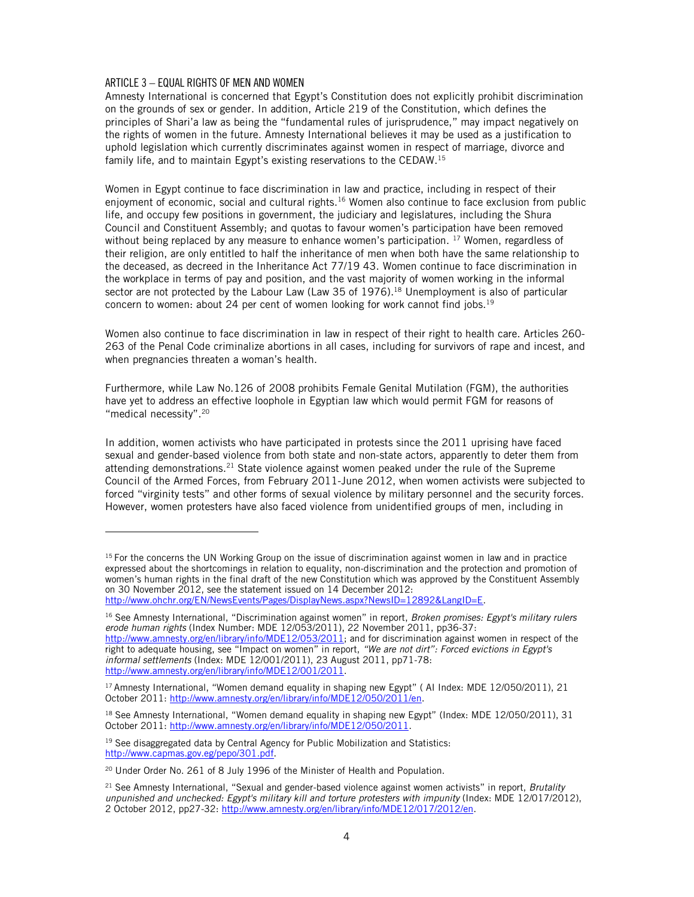## ARTICLE 3 – EQUAL RIGHTS OF MEN AND WOMEN

Amnesty International is concerned that Egypt's Constitution does not explicitly prohibit discrimination on the grounds of sex or gender. In addition, Article 219 of the Constitution, which defines the principles of Shari'a law as being the "fundamental rules of jurisprudence," may impact negatively on the rights of women in the future. Amnesty International believes it may be used as a justification to uphold legislation which currently discriminates against women in respect of marriage, divorce and family life, and to maintain Egypt's existing reservations to the CEDAW.[15]

Women in Egypt continue to face discrimination in law and practice, including in respect of their enjoyment of economic, social and cultural rights.[16] Women also continue to face exclusion from public life, and occupy few positions in government, the judiciary and legislatures, including the Shura Council and Constituent Assembly; and quotas to favour women's participation have been removed without being replaced by any measure to enhance women's participation. [17] Women, regardless of their religion, are only entitled to half the inheritance of men when both have the same relationship to the deceased, as decreed in the Inheritance Act 77/19 43. Women continue to face discrimination in the workplace in terms of pay and position, and the vast majority of women working in the informal sector are not protected by the Labour Law (Law 35 of 1976).[18] Unemployment is also of particular concern to women: about 24 per cent of women looking for work cannot find jobs.[19]

Women also continue to face discrimination in law in respect of their right to health care. Articles 260-263 of the Penal Code criminalize abortions in all cases, including for survivors of rape and incest, and when pregnancies threaten a woman's health.

Furthermore, while Law No.126 of 2008 prohibits Female Genital Mutilation (FGM), the authorities have yet to address an effective loophole in Egyptian law which would permit FGM for reasons of "medical necessity".[20]

In addition, women activists who have participated in protests since the 2011 uprising have faced sexual and gender-based violence from both state and non-state actors, apparently to deter them from attending demonstrations.[21] State violence against women peaked under the rule of the Supreme Council of the Armed Forces, from February 2011-June 2012, when women activists were subjected to forced "virginity tests" and other forms of sexual violence by military personnel and the security forces. However, women protesters have also faced violence from unidentified groups of men, including in

---

[15] For the concerns the UN Working Group on the issue of discrimination against women in law and in practice expressed about the shortcomings in relation to equality, non-discrimination and the protection and promotion of women's human rights in the final draft of the new Constitution which was approved by the Constituent Assembly on 30 November 2012, see the statement issued on 14 December 2012: http://www.ohchr.org/EN/NewsEvents/Pages/DisplayNews.aspx?NewsID=12892&LangID=E.

[16] See Amnesty International, "Discrimination against women" in report, *Broken promises: Egypt's military rulers erode human rights* (Index Number: MDE 12/053/2011), 22 November 2011, pp36-37: http://www.amnesty.org/en/library/info/MDE12/053/2011; and for discrimination against women in respect of the right to adequate housing, see "Impact on women" in report, *"We are not dirt": Forced evictions in Egypt's informal settlements* (Index: MDE 12/001/2011), 23 August 2011, pp71-78: http://www.amnesty.org/en/library/info/MDE12/001/2011.

[17] Amnesty International, "Women demand equality in shaping new Egypt" ( AI Index: MDE 12/050/2011), 21 October 2011: http://www.amnesty.org/en/library/info/MDE12/050/2011/en.

[18] See Amnesty International, "Women demand equality in shaping new Egypt" (Index: MDE 12/050/2011), 31 October 2011: http://www.amnesty.org/en/library/info/MDE12/050/2011.

[19] See disaggregated data by Central Agency for Public Mobilization and Statistics: http://www.capmas.gov.eg/pepo/301.pdf.

[20] Under Order No. 261 of 8 July 1996 of the Minister of Health and Population.

[21] See Amnesty International, "Sexual and gender-based violence against women activists" in report, *Brutality unpunished and unchecked: Egypt's military kill and torture protesters with impunity* (Index: MDE 12/017/2012), 2 October 2012, pp27-32: http://www.amnesty.org/en/library/info/MDE12/017/2012/en.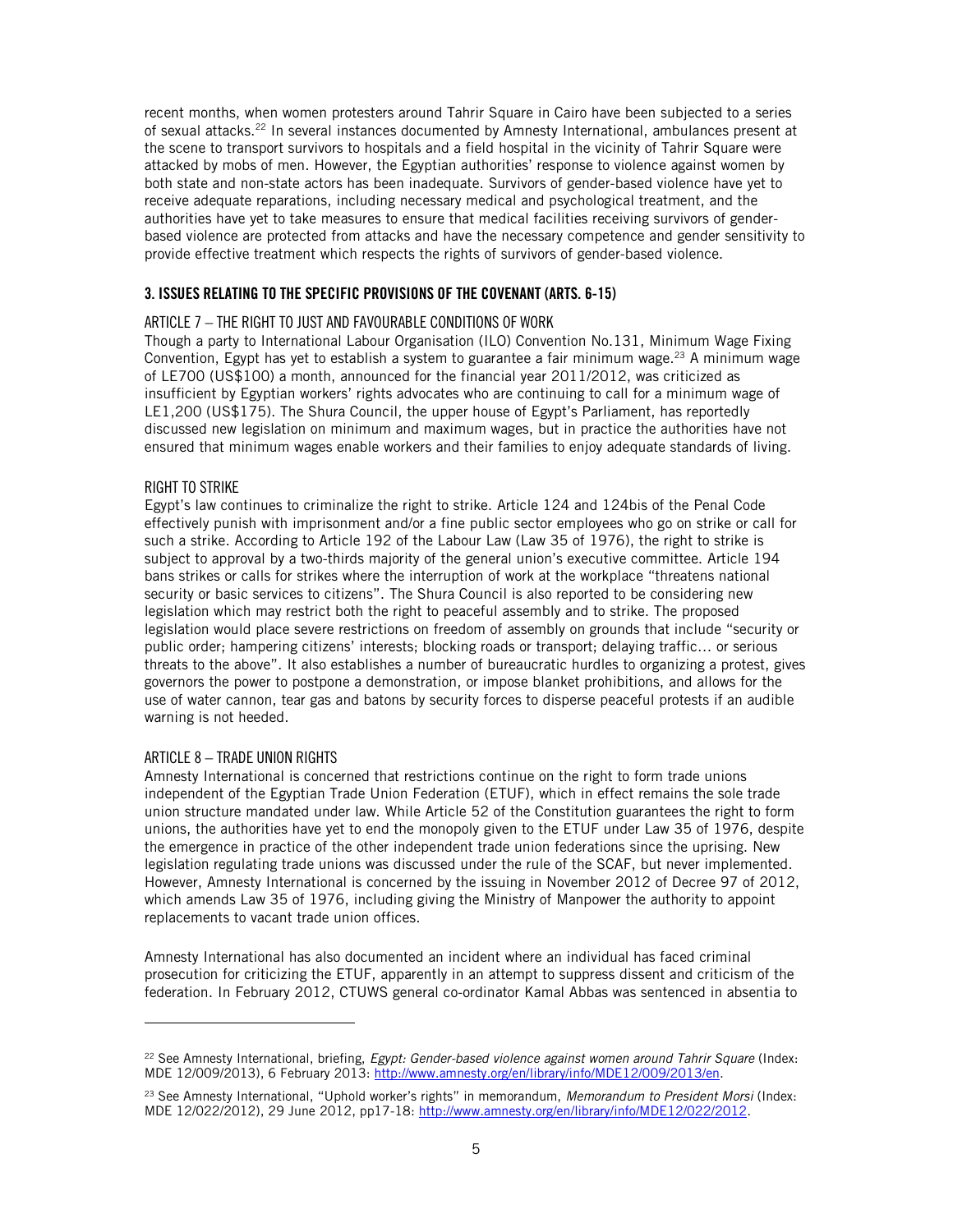recent months, when women protesters around Tahrir Square in Cairo have been subjected to a series of sexual attacks.[22] In several instances documented by Amnesty International, ambulances present at the scene to transport survivors to hospitals and a field hospital in the vicinity of Tahrir Square were attacked by mobs of men. However, the Egyptian authorities' response to violence against women by both state and non-state actors has been inadequate. Survivors of gender-based violence have yet to receive adequate reparations, including necessary medical and psychological treatment, and the authorities have yet to take measures to ensure that medical facilities receiving survivors of gender-based violence are protected from attacks and have the necessary competence and gender sensitivity to provide effective treatment which respects the rights of survivors of gender-based violence.

## 3. ISSUES RELATING TO THE SPECIFIC PROVISIONS OF THE COVENANT (ARTS. 6-15)

### ARTICLE 7 – THE RIGHT TO JUST AND FAVOURABLE CONDITIONS OF WORK

Though a party to International Labour Organisation (ILO) Convention No.131, Minimum Wage Fixing Convention, Egypt has yet to establish a system to guarantee a fair minimum wage.[23] A minimum wage of LE700 (US$100) a month, announced for the financial year 2011/2012, was criticized as insufficient by Egyptian workers' rights advocates who are continuing to call for a minimum wage of LE1,200 (US$175). The Shura Council, the upper house of Egypt's Parliament, has reportedly discussed new legislation on minimum and maximum wages, but in practice the authorities have not ensured that minimum wages enable workers and their families to enjoy adequate standards of living.

### RIGHT TO STRIKE

Egypt's law continues to criminalize the right to strike. Article 124 and 124bis of the Penal Code effectively punish with imprisonment and/or a fine public sector employees who go on strike or call for such a strike. According to Article 192 of the Labour Law (Law 35 of 1976), the right to strike is subject to approval by a two-thirds majority of the general union's executive committee. Article 194 bans strikes or calls for strikes where the interruption of work at the workplace "threatens national security or basic services to citizens". The Shura Council is also reported to be considering new legislation which may restrict both the right to peaceful assembly and to strike. The proposed legislation would place severe restrictions on freedom of assembly on grounds that include "security or public order; hampering citizens' interests; blocking roads or transport; delaying traffic… or serious threats to the above". It also establishes a number of bureaucratic hurdles to organizing a protest, gives governors the power to postpone a demonstration, or impose blanket prohibitions, and allows for the use of water cannon, tear gas and batons by security forces to disperse peaceful protests if an audible warning is not heeded.

### ARTICLE 8 – TRADE UNION RIGHTS

Amnesty International is concerned that restrictions continue on the right to form trade unions independent of the Egyptian Trade Union Federation (ETUF), which in effect remains the sole trade union structure mandated under law. While Article 52 of the Constitution guarantees the right to form unions, the authorities have yet to end the monopoly given to the ETUF under Law 35 of 1976, despite the emergence in practice of the other independent trade union federations since the uprising. New legislation regulating trade unions was discussed under the rule of the SCAF, but never implemented. However, Amnesty International is concerned by the issuing in November 2012 of Decree 97 of 2012, which amends Law 35 of 1976, including giving the Ministry of Manpower the authority to appoint replacements to vacant trade union offices.

Amnesty International has also documented an incident where an individual has faced criminal prosecution for criticizing the ETUF, apparently in an attempt to suppress dissent and criticism of the federation. In February 2012, CTUWS general co-ordinator Kamal Abbas was sentenced in absentia to

---

[22] See Amnesty International, briefing, *Egypt: Gender-based violence against women around Tahrir Square* (Index: MDE 12/009/2013), 6 February 2013: http://www.amnesty.org/en/library/info/MDE12/009/2013/en.

[23] See Amnesty International, "Uphold worker's rights" in memorandum, *Memorandum to President Morsi* (Index: MDE 12/022/2012), 29 June 2012, pp17-18: http://www.amnesty.org/en/library/info/MDE12/022/2012.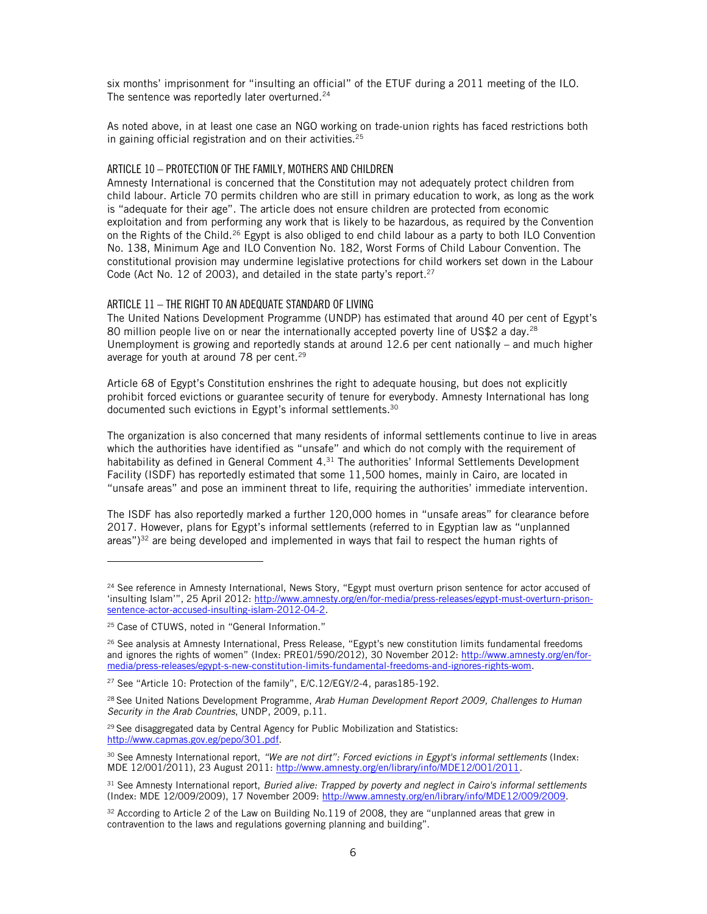six months' imprisonment for "insulting an official" of the ETUF during a 2011 meeting of the ILO. The sentence was reportedly later overturned.[24]

As noted above, in at least one case an NGO working on trade-union rights has faced restrictions both in gaining official registration and on their activities.[25]

### ARTICLE 10 – PROTECTION OF THE FAMILY, MOTHERS AND CHILDREN

Amnesty International is concerned that the Constitution may not adequately protect children from child labour. Article 70 permits children who are still in primary education to work, as long as the work is "adequate for their age". The article does not ensure children are protected from economic exploitation and from performing any work that is likely to be hazardous, as required by the Convention on the Rights of the Child.[26] Egypt is also obliged to end child labour as a party to both ILO Convention No. 138, Minimum Age and ILO Convention No. 182, Worst Forms of Child Labour Convention. The constitutional provision may undermine legislative protections for child workers set down in the Labour Code (Act No. 12 of 2003), and detailed in the state party's report.[27]

### ARTICLE 11 – THE RIGHT TO AN ADEQUATE STANDARD OF LIVING

The United Nations Development Programme (UNDP) has estimated that around 40 per cent of Egypt's 80 million people live on or near the internationally accepted poverty line of US$2 a day.[28] Unemployment is growing and reportedly stands at around 12.6 per cent nationally – and much higher average for youth at around 78 per cent.[29]

Article 68 of Egypt's Constitution enshrines the right to adequate housing, but does not explicitly prohibit forced evictions or guarantee security of tenure for everybody. Amnesty International has long documented such evictions in Egypt's informal settlements.[30]

The organization is also concerned that many residents of informal settlements continue to live in areas which the authorities have identified as "unsafe" and which do not comply with the requirement of habitability as defined in General Comment 4.[31] The authorities' Informal Settlements Development Facility (ISDF) has reportedly estimated that some 11,500 homes, mainly in Cairo, are located in "unsafe areas" and pose an imminent threat to life, requiring the authorities' immediate intervention.

The ISDF has also reportedly marked a further 120,000 homes in "unsafe areas" for clearance before 2017. However, plans for Egypt's informal settlements (referred to in Egyptian law as "unplanned areas")[32] are being developed and implemented in ways that fail to respect the human rights of

---

[24] See reference in Amnesty International, News Story, "Egypt must overturn prison sentence for actor accused of 'insulting Islam'", 25 April 2012: http://www.amnesty.org/en/for-media/press-releases/egypt-must-overturn-prison-sentence-actor-accused-insulting-islam-2012-04-2.

[25] Case of CTUWS, noted in "General Information."

[26] See analysis at Amnesty International, Press Release, "Egypt's new constitution limits fundamental freedoms and ignores the rights of women" (Index: PRE01/590/2012), 30 November 2012: http://www.amnesty.org/en/for-media/press-releases/egypt-s-new-constitution-limits-fundamental-freedoms-and-ignores-rights-wom.

[27] See "Article 10: Protection of the family", E/C.12/EGY/2-4, paras185-192.

[28] See United Nations Development Programme, *Arab Human Development Report 2009, Challenges to Human Security in the Arab Countries*, UNDP, 2009, p.11.

[29] See disaggregated data by Central Agency for Public Mobilization and Statistics: http://www.capmas.gov.eg/pepo/301.pdf.

[30] See Amnesty International report, *"We are not dirt": Forced evictions in Egypt's informal settlements* (Index: MDE 12/001/2011), 23 August 2011: http://www.amnesty.org/en/library/info/MDE12/001/2011.

[31] See Amnesty International report, *Buried alive: Trapped by poverty and neglect in Cairo's informal settlements* (Index: MDE 12/009/2009), 17 November 2009: http://www.amnesty.org/en/library/info/MDE12/009/2009.

[32] According to Article 2 of the Law on Building No.119 of 2008, they are "unplanned areas that grew in contravention to the laws and regulations governing planning and building".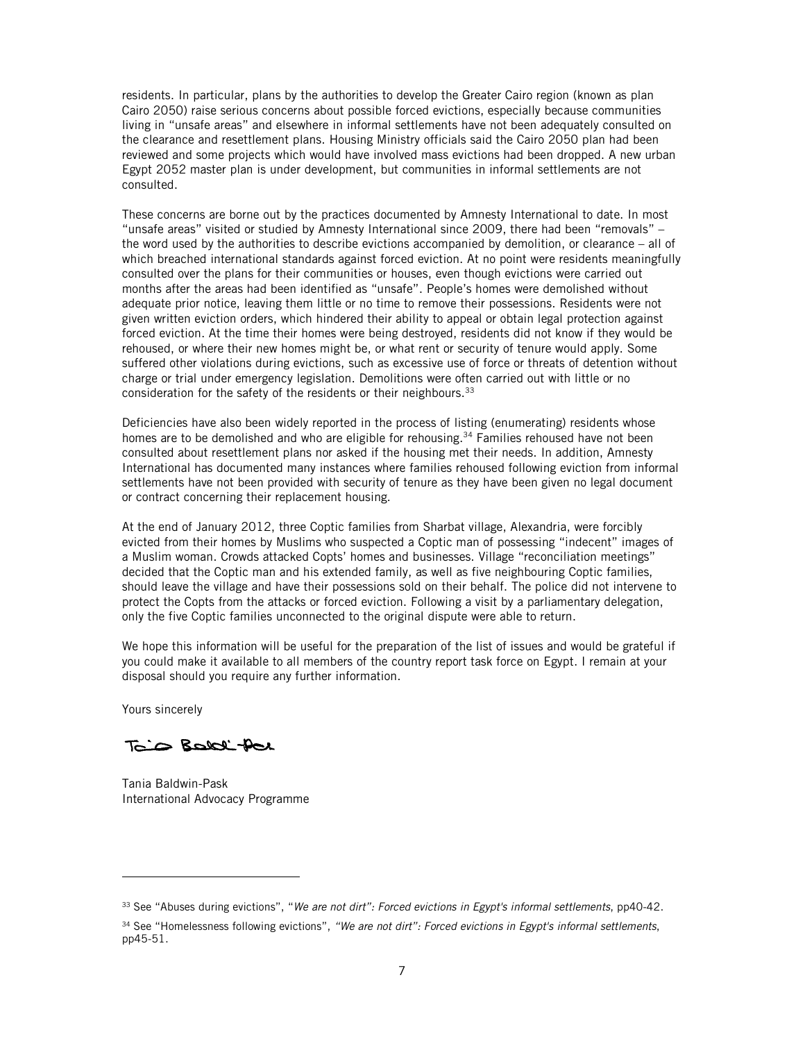residents. In particular, plans by the authorities to develop the Greater Cairo region (known as plan Cairo 2050) raise serious concerns about possible forced evictions, especially because communities living in "unsafe areas" and elsewhere in informal settlements have not been adequately consulted on the clearance and resettlement plans. Housing Ministry officials said the Cairo 2050 plan had been reviewed and some projects which would have involved mass evictions had been dropped. A new urban Egypt 2052 master plan is under development, but communities in informal settlements are not consulted.

These concerns are borne out by the practices documented by Amnesty International to date. In most "unsafe areas" visited or studied by Amnesty International since 2009, there had been "removals" – the word used by the authorities to describe evictions accompanied by demolition, or clearance – all of which breached international standards against forced eviction. At no point were residents meaningfully consulted over the plans for their communities or houses, even though evictions were carried out months after the areas had been identified as "unsafe". People's homes were demolished without adequate prior notice, leaving them little or no time to remove their possessions. Residents were not given written eviction orders, which hindered their ability to appeal or obtain legal protection against forced eviction. At the time their homes were being destroyed, residents did not know if they would be rehoused, or where their new homes might be, or what rent or security of tenure would apply. Some suffered other violations during evictions, such as excessive use of force or threats of detention without charge or trial under emergency legislation. Demolitions were often carried out with little or no consideration for the safety of the residents or their neighbours.[33]

Deficiencies have also been widely reported in the process of listing (enumerating) residents whose homes are to be demolished and who are eligible for rehousing.[34] Families rehoused have not been consulted about resettlement plans nor asked if the housing met their needs. In addition, Amnesty International has documented many instances where families rehoused following eviction from informal settlements have not been provided with security of tenure as they have been given no legal document or contract concerning their replacement housing.

At the end of January 2012, three Coptic families from Sharbat village, Alexandria, were forcibly evicted from their homes by Muslims who suspected a Coptic man of possessing "indecent" images of a Muslim woman. Crowds attacked Copts' homes and businesses. Village "reconciliation meetings" decided that the Coptic man and his extended family, as well as five neighbouring Coptic families, should leave the village and have their possessions sold on their behalf. The police did not intervene to protect the Copts from the attacks or forced eviction. Following a visit by a parliamentary delegation, only the five Coptic families unconnected to the original dispute were able to return.

We hope this information will be useful for the preparation of the list of issues and would be grateful if you could make it available to all members of the country report task force on Egypt. I remain at your disposal should you require any further information.

Yours sincerely

Tania Baldwin-Pask
International Advocacy Programme

---

[33] See "Abuses during evictions", "*We are not dirt": Forced evictions in Egypt's informal settlements*, pp40-42.

[34] See "Homelessness following evictions", *"We are not dirt": Forced evictions in Egypt's informal settlements*, pp45-51.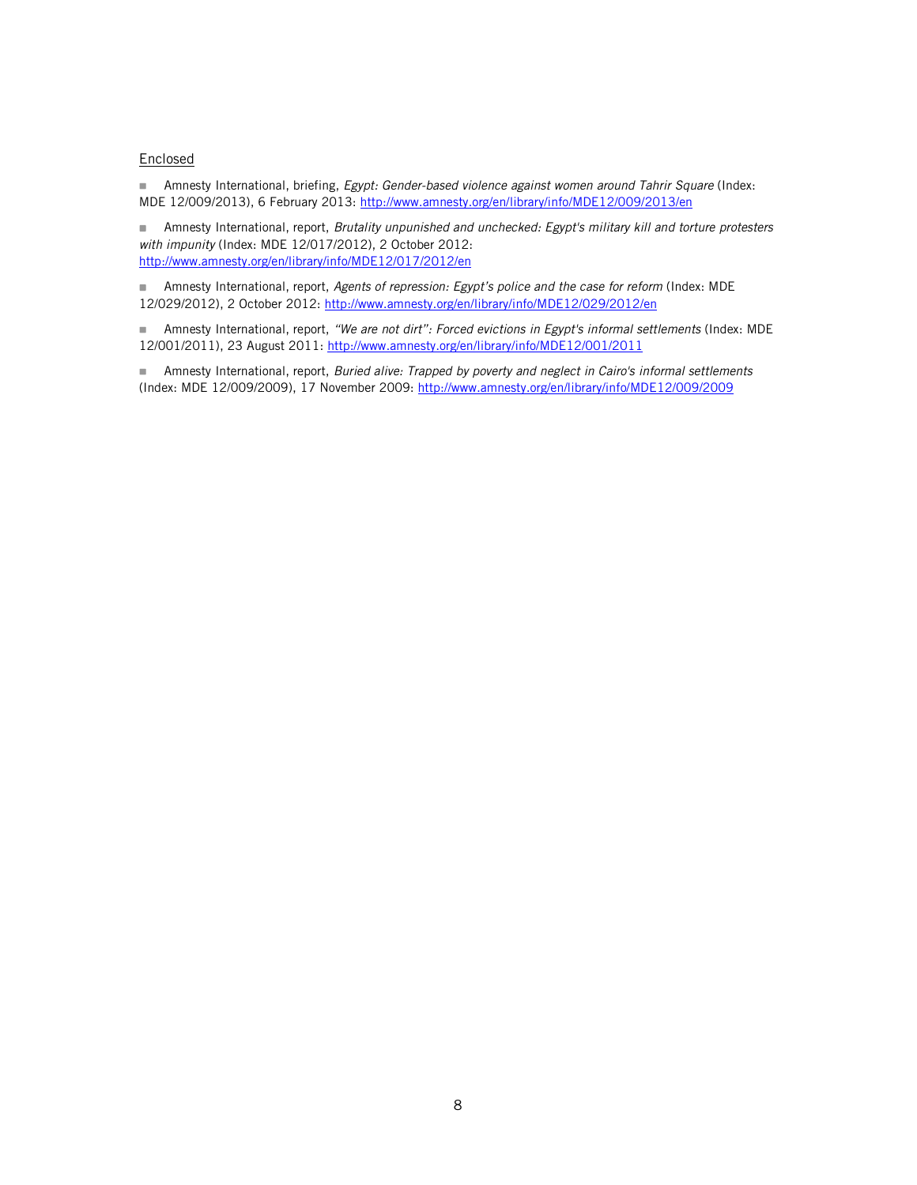<u>Enclosed</u>

- Amnesty International, briefing, *Egypt: Gender-based violence against women around Tahrir Square* (Index: MDE 12/009/2013), 6 February 2013: http://www.amnesty.org/en/library/info/MDE12/009/2013/en

- Amnesty International, report, *Brutality unpunished and unchecked: Egypt's military kill and torture protesters with impunity* (Index: MDE 12/017/2012), 2 October 2012: http://www.amnesty.org/en/library/info/MDE12/017/2012/en

- Amnesty International, report, *Agents of repression: Egypt's police and the case for reform* (Index: MDE 12/029/2012), 2 October 2012: http://www.amnesty.org/en/library/info/MDE12/029/2012/en

- Amnesty International, report, *"We are not dirt": Forced evictions in Egypt's informal settlements* (Index: MDE 12/001/2011), 23 August 2011: http://www.amnesty.org/en/library/info/MDE12/001/2011

- Amnesty International, report, *Buried alive: Trapped by poverty and neglect in Cairo's informal settlements* (Index: MDE 12/009/2009), 17 November 2009: http://www.amnesty.org/en/library/info/MDE12/009/2009